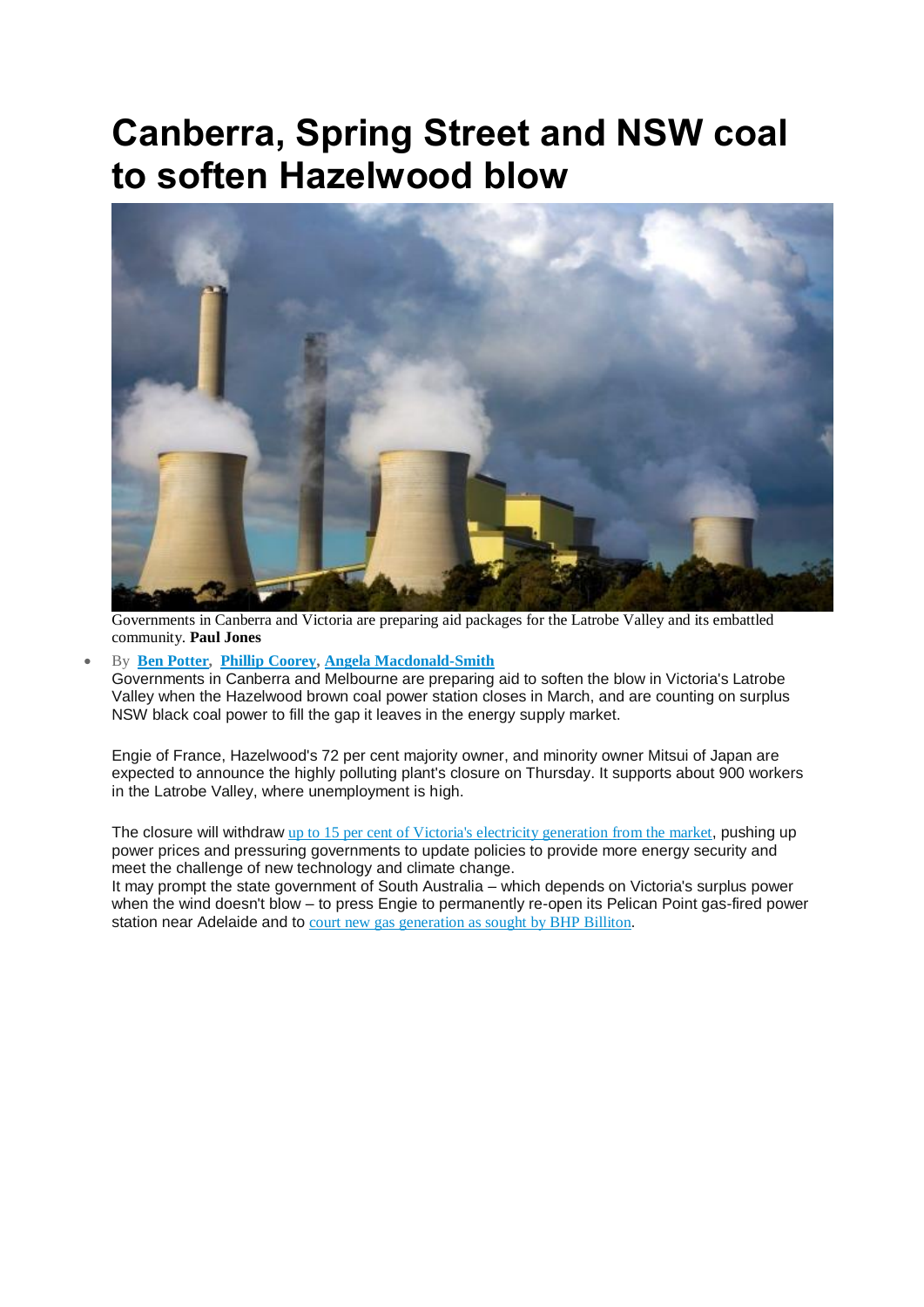# Canberra, Spring Street and NSW coal to soften Hazelwood blow

Governments in Canberra and Victoria are preparing aid packages for the Latrobe Valley and its embattled community. **Paul Jones**

- By **Ben Potter**, **Phillip Coorey**, **Angela Macdonald-Smith**

Governments in Canberra and Melbourne are preparing aid to soften the blow in Victoria's Latrobe Valley when the Hazelwood brown coal power station closes in March, and are counting on surplus NSW black coal power to fill the gap it leaves in the energy supply market.

Engie of France, Hazelwood's 72 per cent majority owner, and minority owner Mitsui of Japan are expected to announce the highly polluting plant's closure on Thursday. It supports about 900 workers in the Latrobe Valley, where unemployment is high.

The closure will withdraw up to 15 per cent of Victoria's electricity generation from the market, pushing up power prices and pressuring governments to update policies to provide more energy security and meet the challenge of new technology and climate change.

It may prompt the state government of South Australia – which depends on Victoria's surplus power when the wind doesn't blow – to press Engie to permanently re-open its Pelican Point gas-fired power station near Adelaide and to court new gas generation as sought by BHP Billiton.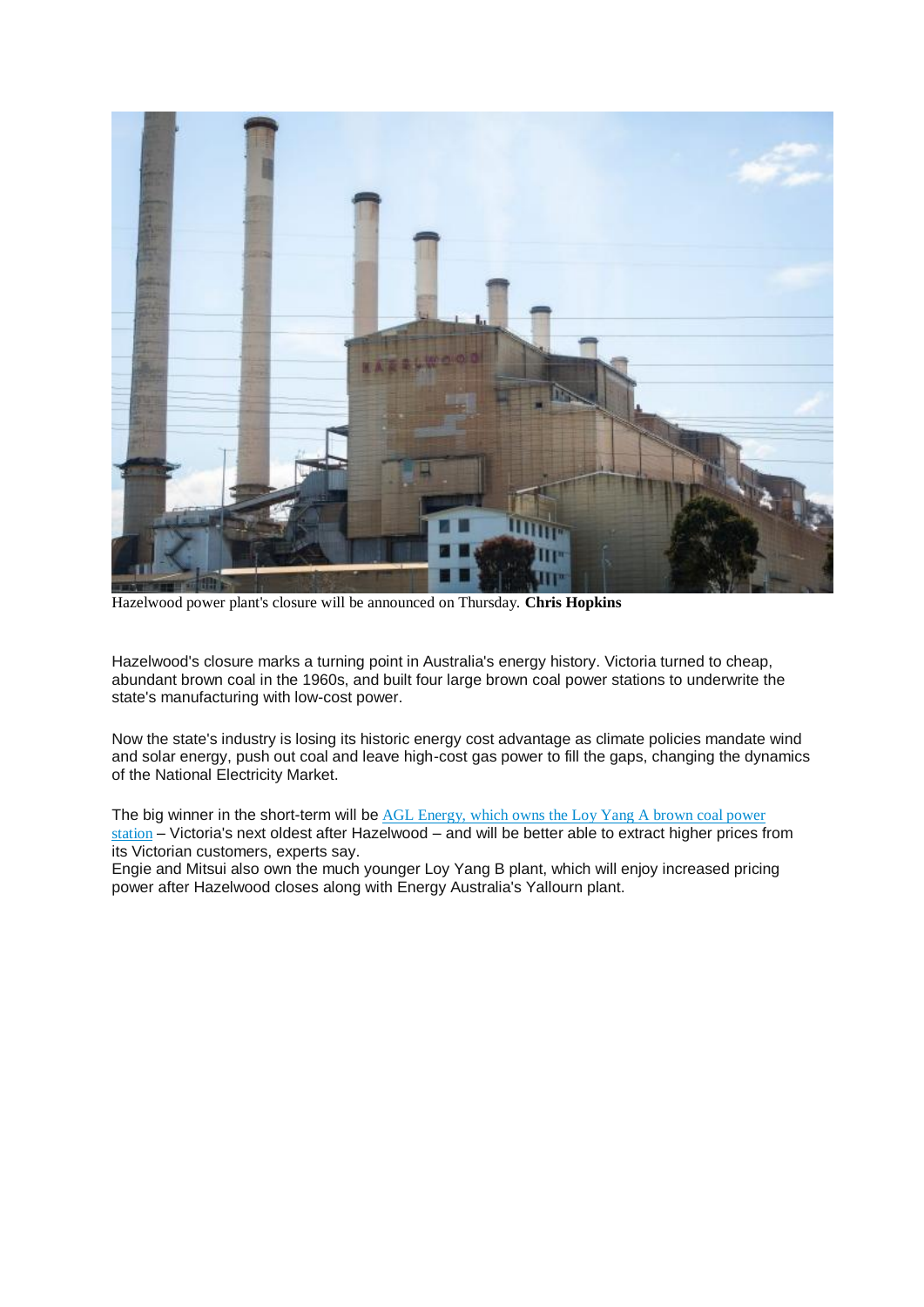Hazelwood power plant's closure will be announced on Thursday. **Chris Hopkins**

Hazelwood's closure marks a turning point in Australia's energy history. Victoria turned to cheap, abundant brown coal in the 1960s, and built four large brown coal power stations to underwrite the state's manufacturing with low-cost power.

Now the state's industry is losing its historic energy cost advantage as climate policies mandate wind and solar energy, push out coal and leave high-cost gas power to fill the gaps, changing the dynamics of the National Electricity Market.

The big winner in the short-term will be AGL Energy, which owns the Loy Yang A brown coal power station – Victoria's next oldest after Hazelwood – and will be better able to extract higher prices from its Victorian customers, experts say.

Engie and Mitsui also own the much younger Loy Yang B plant, which will enjoy increased pricing power after Hazelwood closes along with Energy Australia's Yallourn plant.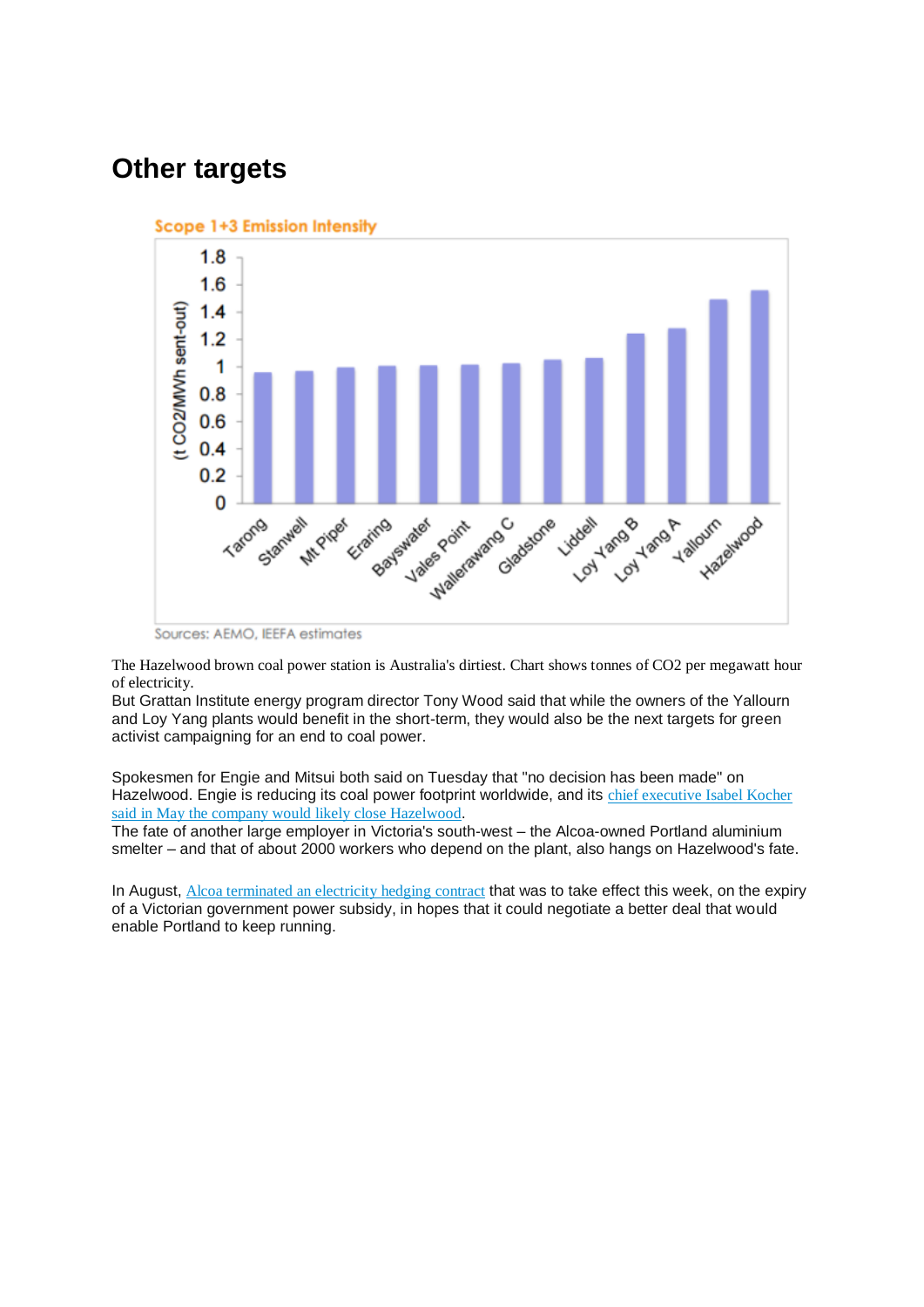## Other targets

Scope 1+3 Emission Intensity

Sources: AEMO, IEEFA estimates

The Hazelwood brown coal power station is Australia's dirtiest. Chart shows tonnes of CO2 per megawatt hour of electricity.

But Grattan Institute energy program director Tony Wood said that while the owners of the Yallourn and Loy Yang plants would benefit in the short-term, they would also be the next targets for green activist campaigning for an end to coal power.

Spokesmen for Engie and Mitsui both said on Tuesday that "no decision has been made" on Hazelwood. Engie is reducing its coal power footprint worldwide, and its chief executive Isabel Kocher said in May the company would likely close Hazelwood.

The fate of another large employer in Victoria's south-west – the Alcoa-owned Portland aluminium smelter – and that of about 2000 workers who depend on the plant, also hangs on Hazelwood's fate.

In August, Alcoa terminated an electricity hedging contract that was to take effect this week, on the expiry of a Victorian government power subsidy, in hopes that it could negotiate a better deal that would enable Portland to keep running.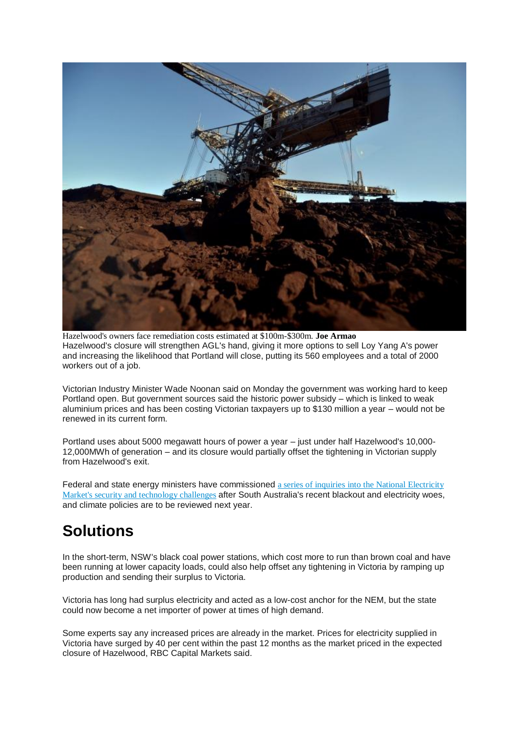Hazelwood's owners face remediation costs estimated at $100m-$300m. **Joe Armao**

Hazelwood's closure will strengthen AGL's hand, giving it more options to sell Loy Yang A's power and increasing the likelihood that Portland will close, putting its 560 employees and a total of 2000 workers out of a job.

Victorian Industry Minister Wade Noonan said on Monday the government was working hard to keep Portland open. But government sources said the historic power subsidy – which is linked to weak aluminium prices and has been costing Victorian taxpayers up to $130 million a year – would not be renewed in its current form.

Portland uses about 5000 megawatt hours of power a year – just under half Hazelwood's 10,000-12,000MWh of generation – and its closure would partially offset the tightening in Victorian supply from Hazelwood's exit.

Federal and state energy ministers have commissioned a series of inquiries into the National Electricity Market's security and technology challenges after South Australia's recent blackout and electricity woes, and climate policies are to be reviewed next year.

## Solutions

In the short-term, NSW's black coal power stations, which cost more to run than brown coal and have been running at lower capacity loads, could also help offset any tightening in Victoria by ramping up production and sending their surplus to Victoria.

Victoria has long had surplus electricity and acted as a low-cost anchor for the NEM, but the state could now become a net importer of power at times of high demand.

Some experts say any increased prices are already in the market. Prices for electricity supplied in Victoria have surged by 40 per cent within the past 12 months as the market priced in the expected closure of Hazelwood, RBC Capital Markets said.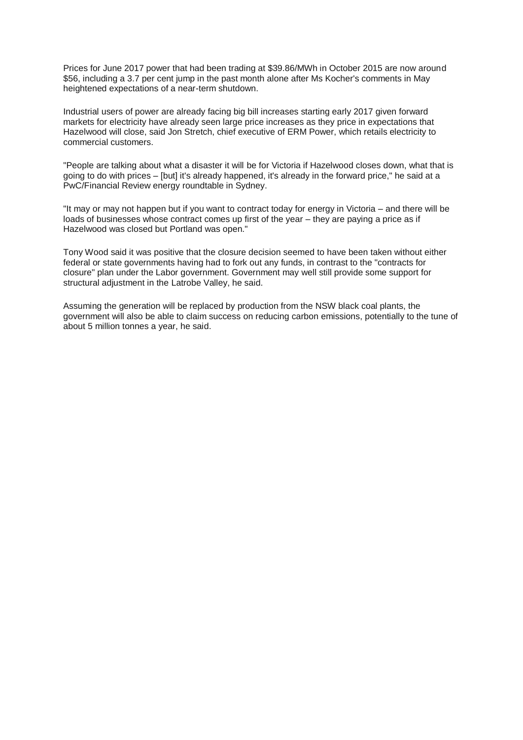Prices for June 2017 power that had been trading at $39.86/MWh in October 2015 are now around $56, including a 3.7 per cent jump in the past month alone after Ms Kocher's comments in May heightened expectations of a near-term shutdown.

Industrial users of power are already facing big bill increases starting early 2017 given forward markets for electricity have already seen large price increases as they price in expectations that Hazelwood will close, said Jon Stretch, chief executive of ERM Power, which retails electricity to commercial customers.

"People are talking about what a disaster it will be for Victoria if Hazelwood closes down, what that is going to do with prices – [but] it's already happened, it's already in the forward price," he said at a PwC/Financial Review energy roundtable in Sydney.

"It may or may not happen but if you want to contract today for energy in Victoria – and there will be loads of businesses whose contract comes up first of the year – they are paying a price as if Hazelwood was closed but Portland was open."

Tony Wood said it was positive that the closure decision seemed to have been taken without either federal or state governments having had to fork out any funds, in contrast to the "contracts for closure" plan under the Labor government. Government may well still provide some support for structural adjustment in the Latrobe Valley, he said.

Assuming the generation will be replaced by production from the NSW black coal plants, the government will also be able to claim success on reducing carbon emissions, potentially to the tune of about 5 million tonnes a year, he said.